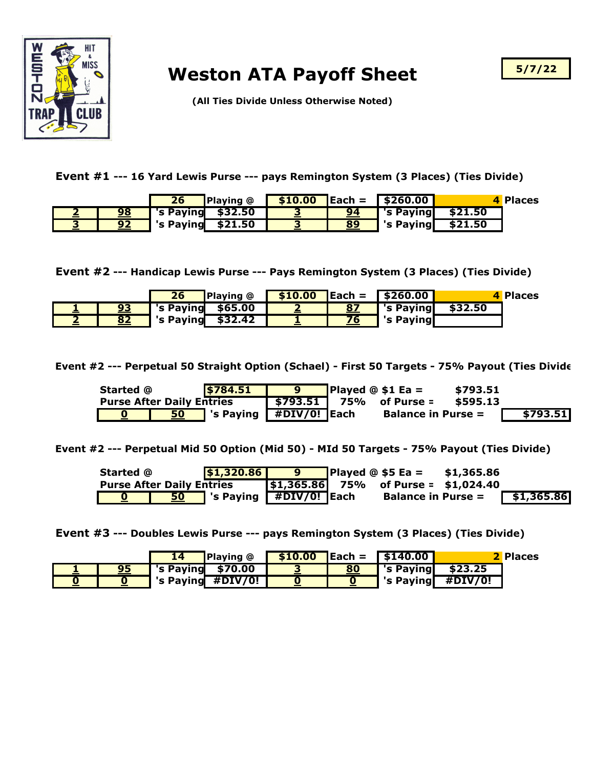# Weston ATA Payoff Sheet

**5/7/22**

**(All Ties Divide Unless Otherwise Noted)**

**Event #1 --- 16 Yard Lewis Purse --- pays Remington System (3 Places) (Ties Divide)**

| | | 26 | Playing @ | $10.00 | Each = | $260.00 | 4 | Places |
|---|---|---|---|---|---|---|---|---|
| 2 | 98 | 's Paying | $32.50 | 3 | 94 | 's Paying | $21.50 | |
| 3 | 92 | 's Paying | $21.50 | 3 | 89 | 's Paying | $21.50 | |

**Event #2 --- Handicap Lewis Purse --- Pays Remington System (3 Places) (Ties Divide)**

| | | 26 | Playing @ | $10.00 | Each = | $260.00 | 4 | Places |
|---|---|---|---|---|---|---|---|---|
| 1 | 93 | 's Paying | $65.00 | 2 | 87 | 's Paying | $32.50 | |
| 2 | 82 | 's Paying | $32.42 | 1 | 76 | 's Paying | | |

**Event #2 --- Perpetual 50 Straight Option (Schael) - First 50 Targets - 75% Payout (Ties Divide**

| | | | | | | |
|---|---|---|---|---|---|---|
| Started @ | | $784.51 | 9 | Played @ $1 Ea = | $793.51 | |
| Purse After Daily Entries | | | $793.51 | 75% of Purse = | $595.13 | |
| 0 | 50 | 's Paying | #DIV/0! | Each | Balance in Purse = | $793.51 |

**Event #2 --- Perpetual Mid 50 Option (Mid 50) - MId 50 Targets - 75% Payout (Ties Divide)**

| | | | | | | |
|---|---|---|---|---|---|---|
| Started @ | | $1,320.86 | 9 | Played @ $5 Ea = | $1,365.86 | |
| Purse After Daily Entries | | | $1,365.86 | 75% of Purse = | $1,024.40 | |
| 0 | 50 | 's Paying | #DIV/0! | Each | Balance in Purse = | $1,365.86 |

**Event #3 --- Doubles Lewis Purse --- pays Remington System (3 Places) (Ties Divide)**

| | | 14 | Playing @ | $10.00 | Each = | $140.00 | 2 | Places |
|---|---|---|---|---|---|---|---|---|
| 1 | 95 | 's Paying | $70.00 | 3 | 80 | 's Paying | $23.25 | |
| 0 | 0 | 's Paying | #DIV/0! | 0 | 0 | 's Paying | #DIV/0! | |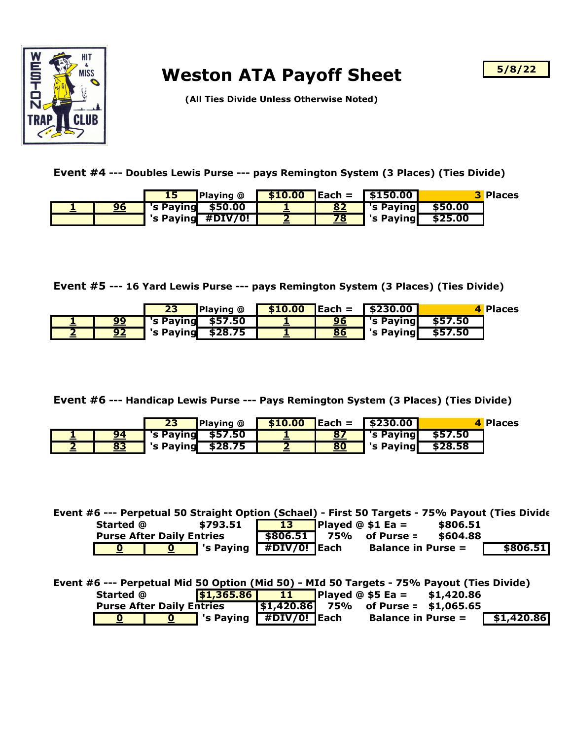# Weston ATA Payoff Sheet

**5/8/22**

**(All Ties Divide Unless Otherwise Noted)**

### Event #4 --- Doubles Lewis Purse --- pays Remington System (3 Places) (Ties Divide)

| | | | | | | | | |
|---|---|---|---|---|---|---|---|---|
| | | 15 | Playing @ | $10.00 | Each = | $150.00 | 3 | Places |
| 1 | 96 | 's Paying | $50.00 | 1 | 82 | 's Paying | $50.00 | |
| | | 's Paying | #DIV/0! | 2 | 78 | 's Paying | $25.00 | |

### Event #5 --- 16 Yard Lewis Purse --- pays Remington System (3 Places) (Ties Divide)

| | | | | | | | | |
|---|---|---|---|---|---|---|---|---|
| | | 23 | Playing @ | $10.00 | Each = | $230.00 | 4 | Places |
| 1 | 99 | 's Paying | $57.50 | 1 | 96 | 's Paying | $57.50 | |
| 2 | 92 | 's Paying | $28.75 | 1 | 86 | 's Paying | $57.50 | |

### Event #6 --- Handicap Lewis Purse --- Pays Remington System (3 Places) (Ties Divide)

| | | | | | | | | |
|---|---|---|---|---|---|---|---|---|
| | | 23 | Playing @ | $10.00 | Each = | $230.00 | 4 | Places |
| 1 | 94 | 's Paying | $57.50 | 1 | 87 | 's Paying | $57.50 | |
| 2 | 83 | 's Paying | $28.75 | 2 | 80 | 's Paying | $28.58 | |

### Event #6 --- Perpetual 50 Straight Option (Schael) - First 50 Targets - 75% Payout (Ties Divide

| | | | | | | |
|---|---|---|---|---|---|---|
| Started @ | | $793.51 | 13 | Played @ $1 Ea = | $806.51 | |
| Purse After Daily Entries | | | $806.51 | 75% of Purse = | $604.88 | |
| 0 | 0 | 's Paying | #DIV/0! | Each | Balance in Purse = | $806.51 |

### Event #6 --- Perpetual Mid 50 Option (Mid 50) - MId 50 Targets - 75% Payout (Ties Divide)

| | | | | | | |
|---|---|---|---|---|---|---|
| Started @ | | $1,365.86 | 11 | Played @ $5 Ea = | $1,420.86 | |
| Purse After Daily Entries | | | $1,420.86 | 75% of Purse = | $1,065.65 | |
| 0 | 0 | 's Paying | #DIV/0! | Each | Balance in Purse = | $1,420.86 |